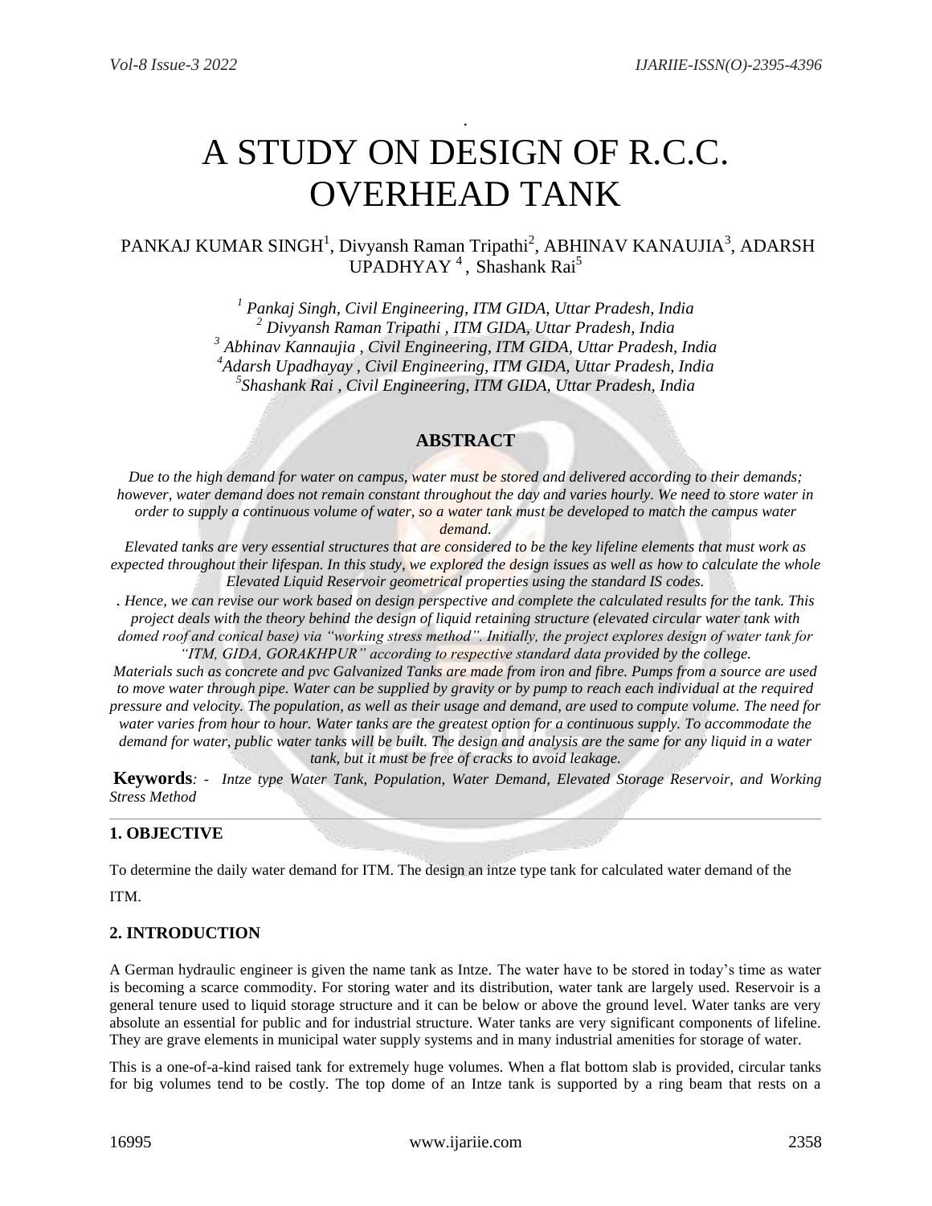# A STUDY ON DESIGN OF R.C.C. OVERHEAD TANK

PANKAJ KUMAR SINGH[1], Divyansh Raman Tripathi[2], ABHINAV KANAUJIA[3], ADARSH UPADHYAY [4], Shashank Rai[5]

*[1] Pankaj Singh, Civil Engineering, ITM GIDA, Uttar Pradesh, India*
*[2] Divyansh Raman Tripathi , ITM GIDA, Uttar Pradesh, India*
*[3] Abhinav Kannaujia , Civil Engineering, ITM GIDA, Uttar Pradesh, India*
*[4]Adarsh Upadhayay , Civil Engineering, ITM GIDA, Uttar Pradesh, India*
*[5]Shashank Rai , Civil Engineering, ITM GIDA, Uttar Pradesh, India*

## ABSTRACT

*Due to the high demand for water on campus, water must be stored and delivered according to their demands; however, water demand does not remain constant throughout the day and varies hourly. We need to store water in order to supply a continuous volume of water, so a water tank must be developed to match the campus water demand.*

*Elevated tanks are very essential structures that are considered to be the key lifeline elements that must work as expected throughout their lifespan. In this study, we explored the design issues as well as how to calculate the whole Elevated Liquid Reservoir geometrical properties using the standard IS codes.*

*. Hence, we can revise our work based on design perspective and complete the calculated results for the tank. This project deals with the theory behind the design of liquid retaining structure (elevated circular water tank with domed roof and conical base) via "working stress method". Initially, the project explores design of water tank for "ITM, GIDA, GORAKHPUR" according to respective standard data provided by the college.*

*Materials such as concrete and pvc Galvanized Tanks are made from iron and fibre. Pumps from a source are used to move water through pipe. Water can be supplied by gravity or by pump to reach each individual at the required pressure and velocity. The population, as well as their usage and demand, are used to compute volume. The need for water varies from hour to hour. Water tanks are the greatest option for a continuous supply. To accommodate the demand for water, public water tanks will be built. The design and analysis are the same for any liquid in a water tank, but it must be free of cracks to avoid leakage.*

**Keywords***: - Intze type Water Tank, Population, Water Demand, Elevated Storage Reservoir, and Working Stress Method*

## 1. OBJECTIVE

To determine the daily water demand for ITM. The design an intze type tank for calculated water demand of the ITM.

## 2. INTRODUCTION

A German hydraulic engineer is given the name tank as Intze. The water have to be stored in today's time as water is becoming a scarce commodity. For storing water and its distribution, water tank are largely used. Reservoir is a general tenure used to liquid storage structure and it can be below or above the ground level. Water tanks are very absolute an essential for public and for industrial structure. Water tanks are very significant components of lifeline. They are grave elements in municipal water supply systems and in many industrial amenities for storage of water.

This is a one-of-a-kind raised tank for extremely huge volumes. When a flat bottom slab is provided, circular tanks for big volumes tend to be costly. The top dome of an Intze tank is supported by a ring beam that rests on a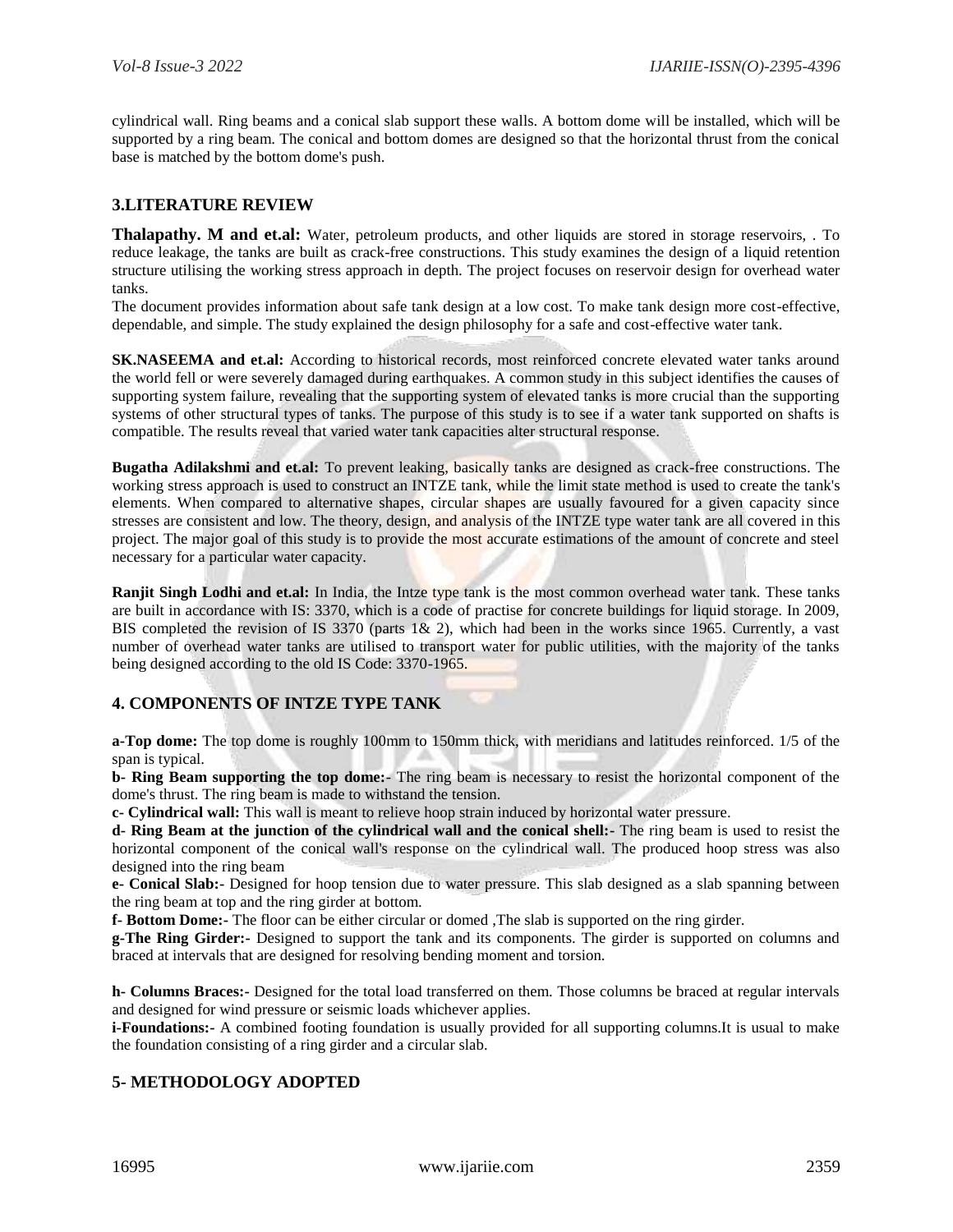cylindrical wall. Ring beams and a conical slab support these walls. A bottom dome will be installed, which will be supported by a ring beam. The conical and bottom domes are designed so that the horizontal thrust from the conical base is matched by the bottom dome's push.

## 3.LITERATURE REVIEW

**Thalapathy. M and et.al:** Water, petroleum products, and other liquids are stored in storage reservoirs, . To reduce leakage, the tanks are built as crack-free constructions. This study examines the design of a liquid retention structure utilising the working stress approach in depth. The project focuses on reservoir design for overhead water tanks.

The document provides information about safe tank design at a low cost. To make tank design more cost-effective, dependable, and simple. The study explained the design philosophy for a safe and cost-effective water tank.

**SK.NASEEMA and et.al:** According to historical records, most reinforced concrete elevated water tanks around the world fell or were severely damaged during earthquakes. A common study in this subject identifies the causes of supporting system failure, revealing that the supporting system of elevated tanks is more crucial than the supporting systems of other structural types of tanks. The purpose of this study is to see if a water tank supported on shafts is compatible. The results reveal that varied water tank capacities alter structural response.

**Bugatha Adilakshmi and et.al:** To prevent leaking, basically tanks are designed as crack-free constructions. The working stress approach is used to construct an INTZE tank, while the limit state method is used to create the tank's elements. When compared to alternative shapes, circular shapes are usually favoured for a given capacity since stresses are consistent and low. The theory, design, and analysis of the INTZE type water tank are all covered in this project. The major goal of this study is to provide the most accurate estimations of the amount of concrete and steel necessary for a particular water capacity.

**Ranjit Singh Lodhi and et.al:** In India, the Intze type tank is the most common overhead water tank. These tanks are built in accordance with IS: 3370, which is a code of practise for concrete buildings for liquid storage. In 2009, BIS completed the revision of IS 3370 (parts 1& 2), which had been in the works since 1965. Currently, a vast number of overhead water tanks are utilised to transport water for public utilities, with the majority of the tanks being designed according to the old IS Code: 3370-1965.

## 4. COMPONENTS OF INTZE TYPE TANK

**a-Top dome:** The top dome is roughly 100mm to 150mm thick, with meridians and latitudes reinforced. 1/5 of the span is typical.

**b- Ring Beam supporting the top dome:-** The ring beam is necessary to resist the horizontal component of the dome's thrust. The ring beam is made to withstand the tension.

**c- Cylindrical wall:** This wall is meant to relieve hoop strain induced by horizontal water pressure.

**d- Ring Beam at the junction of the cylindrical wall and the conical shell:-** The ring beam is used to resist the horizontal component of the conical wall's response on the cylindrical wall. The produced hoop stress was also designed into the ring beam

**e- Conical Slab:-** Designed for hoop tension due to water pressure. This slab designed as a slab spanning between the ring beam at top and the ring girder at bottom.

**f- Bottom Dome:-** The floor can be either circular or domed ,The slab is supported on the ring girder.

**g-The Ring Girder:-** Designed to support the tank and its components. The girder is supported on columns and braced at intervals that are designed for resolving bending moment and torsion.

**h- Columns Braces:-** Designed for the total load transferred on them. Those columns be braced at regular intervals and designed for wind pressure or seismic loads whichever applies.

**i-Foundations:-** A combined footing foundation is usually provided for all supporting columns.It is usual to make the foundation consisting of a ring girder and a circular slab.

## 5- METHODOLOGY ADOPTED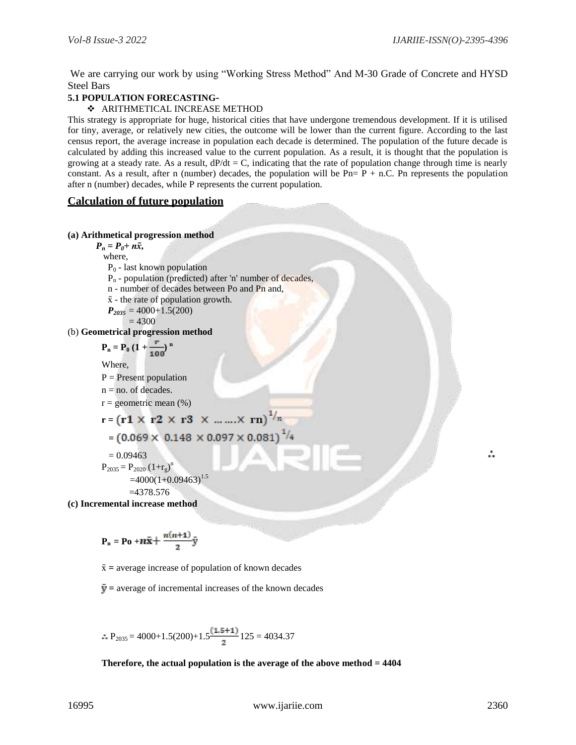We are carrying our work by using "Working Stress Method" And M-30 Grade of Concrete and HYSD Steel Bars

**5.1 POPULATION FORECASTING-**

- ARITHMETICAL INCREASE METHOD

This strategy is appropriate for huge, historical cities that have undergone tremendous development. If it is utilised for tiny, average, or relatively new cities, the outcome will be lower than the current figure. According to the last census report, the average increase in population each decade is determined. The population of the future decade is calculated by adding this increased value to the current population. As a result, it is thought that the population is growing at a steady rate. As a result, $dP/dt = C$, indicating that the rate of population change through time is nearly constant. As a result, after n (number) decades, the population will be $P_n = P + n.C$. Pn represents the population after n (number) decades, while P represents the current population.

## Calculation of future population

**(a) Arithmetical progression method**

$P_n = P_0 + n\bar{x}$,

where,

$P_0$ - last known population

$P_n$ - population (predicted) after 'n' number of decades,

n - number of decades between Po and Pn and,

$\bar{x}$ - the rate of population growth.

$P_{2035} = 4000+1.5(200)$

$= 4300$

(b) **Geometrical progression method**

$$P_n = P_0 \left(1 + \frac{r}{100}\right)^n$$

Where,

P = Present population

n = no. of decades.

r = geometric mean (%)

$$r = (r1 \times r2 \times r3 \times \ldots\ldots \times rn)^{1/n}$$

$$= (0.069 \times 0.148 \times 0.097 \times 0.081)^{1/4}$$

$= 0.09463$

$P_{2035} = P_{2020}\,(1+r_g)^n$

$= 4000(1+0.09463)^{1.5}$

$= 4378.576$

**(c) Incremental increase method**

$$P_n = Po + n\bar{x} + \frac{n(n+1)}{2}\bar{y}$$

$\bar{x}$ = average increase of population of known decades

$\bar{y}$ = average of incremental increases of the known decades

$$\therefore P_{2035} = 4000+1.5(200)+1.5\frac{(1.5+1)}{2}125 = 4034.37$$

**Therefore, the actual population is the average of the above method = 4404**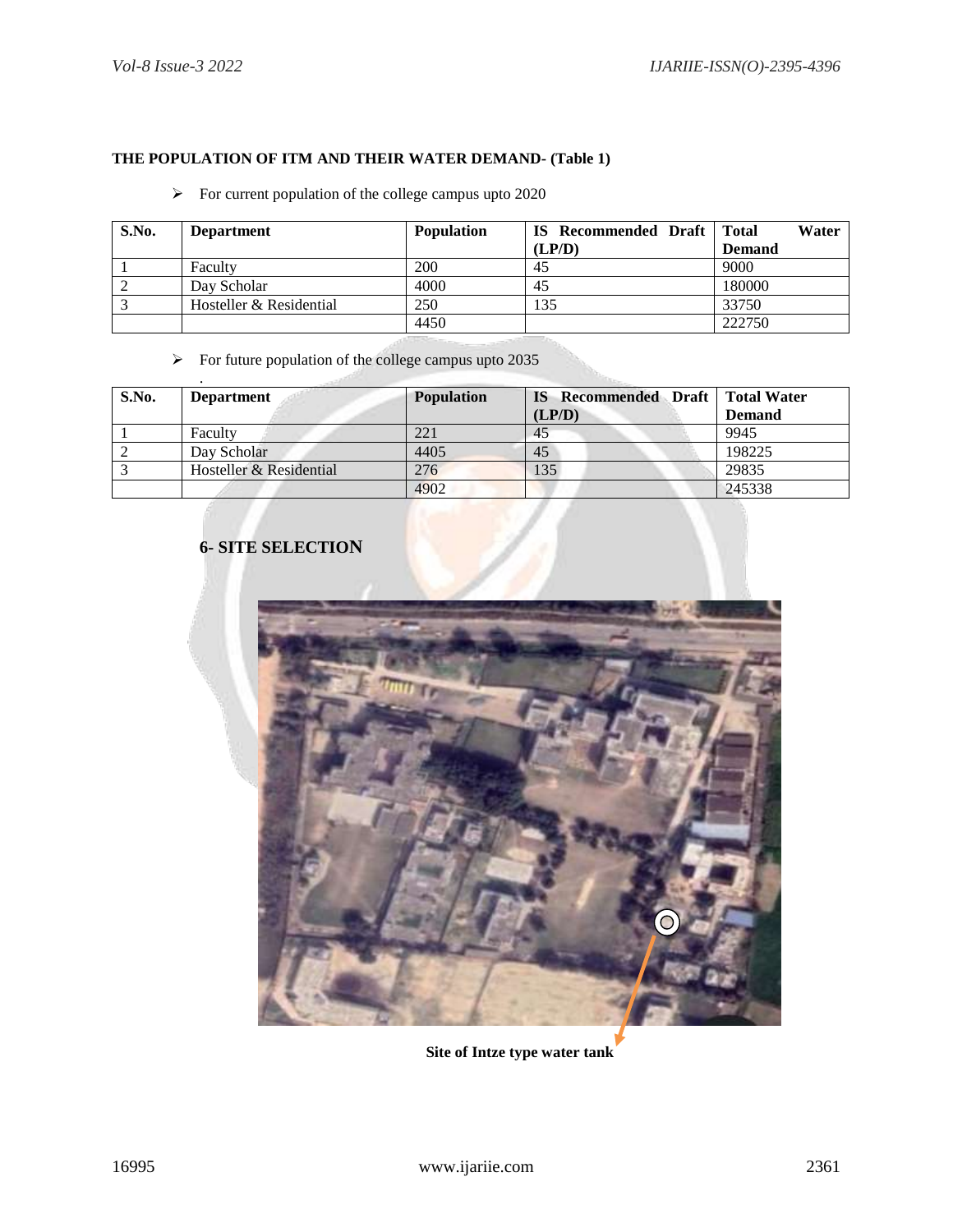**THE POPULATION OF ITM AND THEIR WATER DEMAND- (Table 1)**

- For current population of the college campus upto 2020

| S.No. | Department | Population | IS Recommended Draft (LP/D) | Total Water Demand |
|---|---|---|---|---|
| 1 | Faculty | 200 | 45 | 9000 |
| 2 | Day Scholar | 4000 | 45 | 180000 |
| 3 | Hosteller & Residential | 250 | 135 | 33750 |
| | | 4450 | | 222750 |

- For future population of the college campus upto 2035

| S.No. | Department | Population | IS Recommended Draft (LP/D) | Total Water Demand |
|---|---|---|---|---|
| 1 | Faculty | 221 | 45 | 9945 |
| 2 | Day Scholar | 4405 | 45 | 198225 |
| 3 | Hosteller & Residential | 276 | 135 | 29835 |
| | | 4902 | | 245338 |

## 6- SITE SELECTION

**Site of Intze type water tank**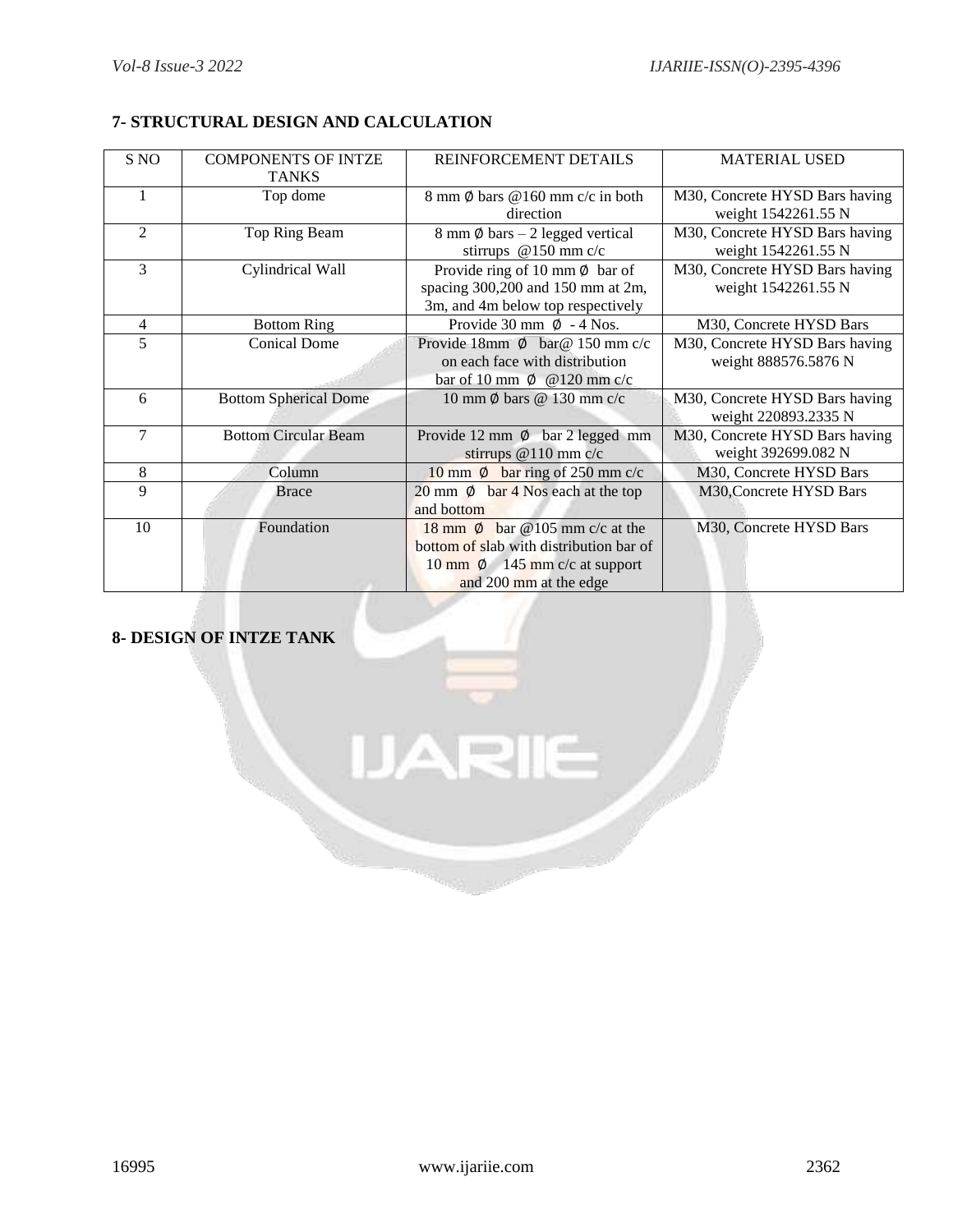## 7- STRUCTURAL DESIGN AND CALCULATION

| S NO | COMPONENTS OF INTZE TANKS | REINFORCEMENT DETAILS | MATERIAL USED |
|---|---|---|---|
| 1 | Top dome | 8 mm ∅ bars @160 mm c/c in both direction | M30, Concrete HYSD Bars having weight 1542261.55 N |
| 2 | Top Ring Beam | 8 mm ∅ bars – 2 legged vertical stirrups @150 mm c/c | M30, Concrete HYSD Bars having weight 1542261.55 N |
| 3 | Cylindrical Wall | Provide ring of 10 mm ∅ bar of spacing 300,200 and 150 mm at 2m, 3m, and 4m below top respectively | M30, Concrete HYSD Bars having weight 1542261.55 N |
| 4 | Bottom Ring | Provide 30 mm ∅ - 4 Nos. | M30, Concrete HYSD Bars |
| 5 | Conical Dome | Provide 18mm ∅ bar@ 150 mm c/c on each face with distribution bar of 10 mm ∅ @120 mm c/c | M30, Concrete HYSD Bars having weight 888576.5876 N |
| 6 | Bottom Spherical Dome | 10 mm ∅ bars @ 130 mm c/c | M30, Concrete HYSD Bars having weight 220893.2335 N |
| 7 | Bottom Circular Beam | Provide 12 mm ∅ bar 2 legged mm stirrups @110 mm c/c | M30, Concrete HYSD Bars having weight 392699.082 N |
| 8 | Column | 10 mm ∅ bar ring of 250 mm c/c | M30, Concrete HYSD Bars |
| 9 | Brace | 20 mm ∅ bar 4 Nos each at the top and bottom | M30,Concrete HYSD Bars |
| 10 | Foundation | 18 mm ∅ bar @105 mm c/c at the bottom of slab with distribution bar of 10 mm ∅ 145 mm c/c at support and 200 mm at the edge | M30, Concrete HYSD Bars |

## 8- DESIGN OF INTZE TANK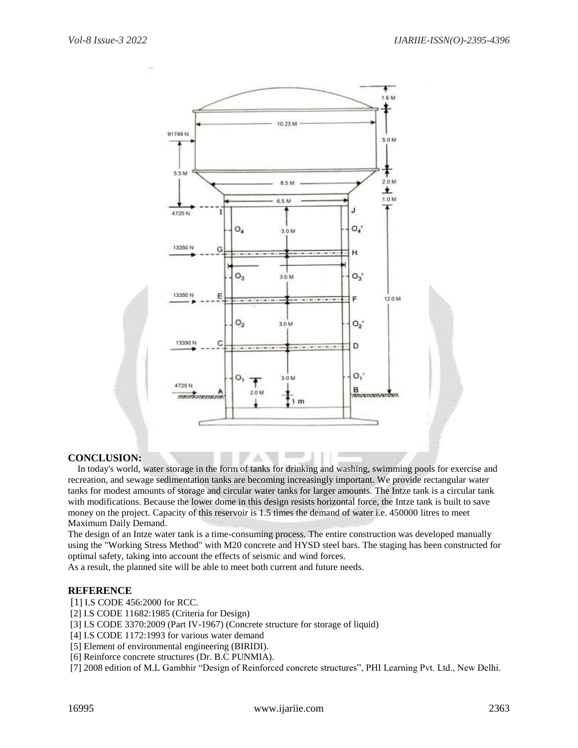## CONCLUSION:

In today's world, water storage in the form of tanks for drinking and washing, swimming pools for exercise and recreation, and sewage sedimentation tanks are becoming increasingly important. We provide rectangular water tanks for modest amounts of storage and circular water tanks for larger amounts. The Intze tank is a circular tank with modifications. Because the lower dome in this design resists horizontal force, the Intze tank is built to save money on the project. Capacity of this reservoir is 1.5 times the demand of water i.e. 450000 litres to meet Maximum Daily Demand.

The design of an Intze water tank is a time-consuming process. The entire construction was developed manually using the "Working Stress Method" with M20 concrete and HYSD steel bars. The staging has been constructed for optimal safety, taking into account the effects of seismic and wind forces.

As a result, the planned site will be able to meet both current and future needs.

## REFERENCE

[1] I.S CODE 456:2000 for RCC.

[2] I.S CODE 11682:1985 (Criteria for Design)

[3] I.S CODE 3370:2009 (Part IV-1967) (Concrete structure for storage of liquid)

[4] I.S CODE 1172:1993 for various water demand

[5] Element of environmental engineering (BIRIDI).

[6] Reinforce concrete structures (Dr. B.C PUNMIA).

[7] 2008 edition of M.L Gambhir "Design of Reinforced concrete structures", PHI Learning Pvt. Ltd., New Delhi.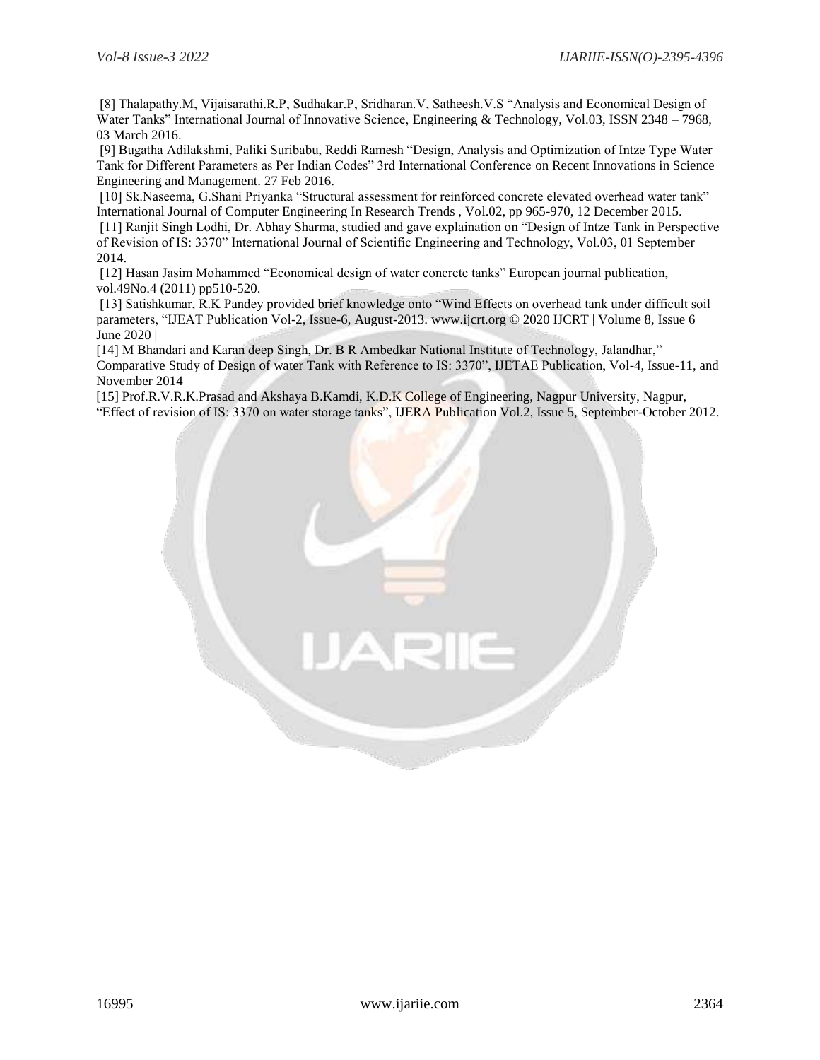[8] Thalapathy.M, Vijaisarathi.R.P, Sudhakar.P, Sridharan.V, Satheesh.V.S "Analysis and Economical Design of Water Tanks" International Journal of Innovative Science, Engineering & Technology, Vol.03, ISSN 2348 – 7968, 03 March 2016.

[9] Bugatha Adilakshmi, Paliki Suribabu, Reddi Ramesh "Design, Analysis and Optimization of Intze Type Water Tank for Different Parameters as Per Indian Codes" 3rd International Conference on Recent Innovations in Science Engineering and Management. 27 Feb 2016.

[10] Sk.Naseema, G.Shani Priyanka "Structural assessment for reinforced concrete elevated overhead water tank" International Journal of Computer Engineering In Research Trends , Vol.02, pp 965-970, 12 December 2015.

[11] Ranjit Singh Lodhi, Dr. Abhay Sharma, studied and gave explaination on "Design of Intze Tank in Perspective of Revision of IS: 3370" International Journal of Scientific Engineering and Technology, Vol.03, 01 September 2014.

[12] Hasan Jasim Mohammed "Economical design of water concrete tanks" European journal publication, vol.49No.4 (2011) pp510-520.

[13] Satishkumar, R.K Pandey provided brief knowledge onto "Wind Effects on overhead tank under difficult soil parameters, "IJEAT Publication Vol-2, Issue-6, August-2013. www.ijcrt.org © 2020 IJCRT | Volume 8, Issue 6 June 2020 |

[14] M Bhandari and Karan deep Singh, Dr. B R Ambedkar National Institute of Technology, Jalandhar," Comparative Study of Design of water Tank with Reference to IS: 3370", IJETAE Publication, Vol-4, Issue-11, and November 2014

[15] Prof.R.V.R.K.Prasad and Akshaya B.Kamdi, K.D.K College of Engineering, Nagpur University, Nagpur, "Effect of revision of IS: 3370 on water storage tanks", IJERA Publication Vol.2, Issue 5, September-October 2012.